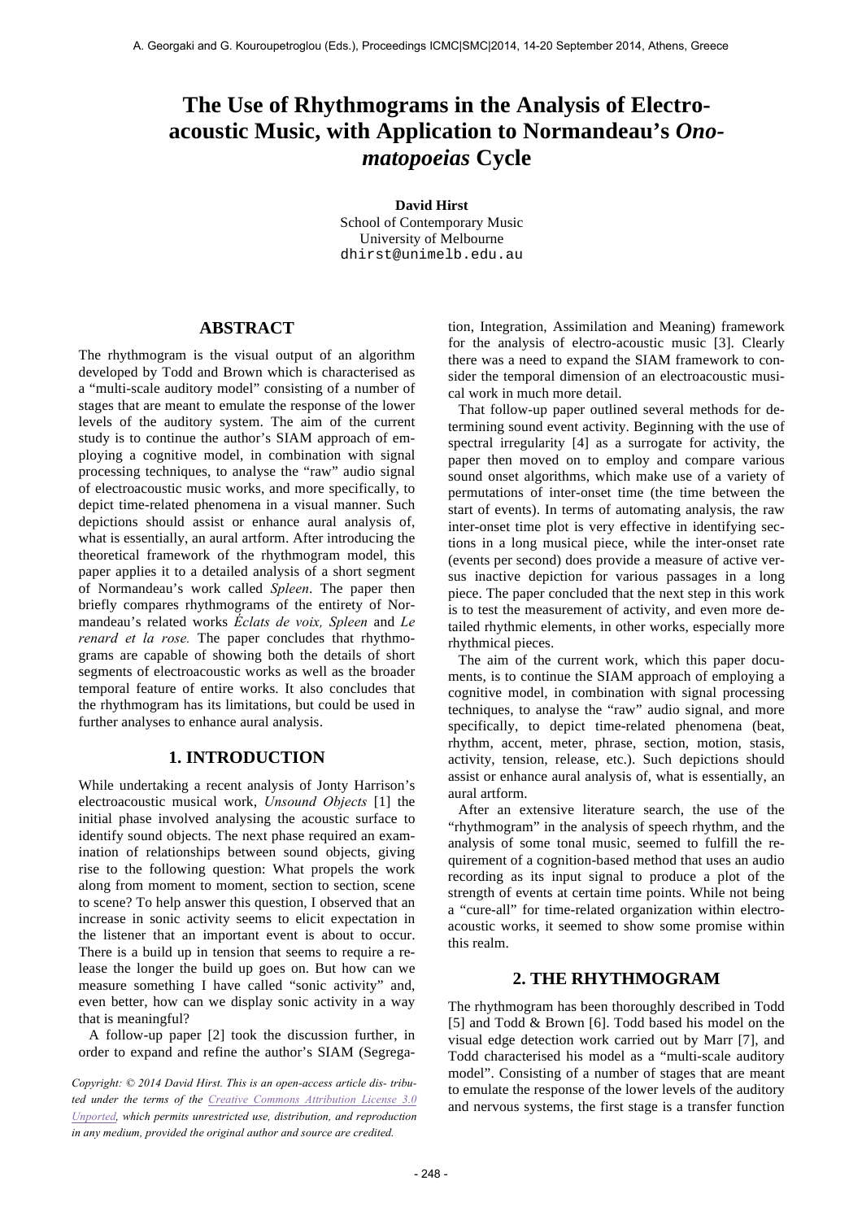# The Use of Rhythmograms in the Analysis of Electro-acoustic Music, with Application to Normandeau's *Onomatopoeias* Cycle

**David Hirst**
School of Contemporary Music
University of Melbourne
dhirst@unimelb.edu.au

## ABSTRACT

The rhythmogram is the visual output of an algorithm developed by Todd and Brown which is characterised as a "multi-scale auditory model" consisting of a number of stages that are meant to emulate the response of the lower levels of the auditory system. The aim of the current study is to continue the author's SIAM approach of employing a cognitive model, in combination with signal processing techniques, to analyse the "raw" audio signal of electroacoustic music works, and more specifically, to depict time-related phenomena in a visual manner. Such depictions should assist or enhance aural analysis of, what is essentially, an aural artform. After introducing the theoretical framework of the rhythmogram model, this paper applies it to a detailed analysis of a short segment of Normandeau's work called *Spleen*. The paper then briefly compares rhythmograms of the entirety of Normandeau's related works *Éclats de voix, Spleen* and *Le renard et la rose.* The paper concludes that rhythmograms are capable of showing both the details of short segments of electroacoustic works as well as the broader temporal feature of entire works. It also concludes that the rhythmogram has its limitations, but could be used in further analyses to enhance aural analysis.

## 1. INTRODUCTION

While undertaking a recent analysis of Jonty Harrison's electroacoustic musical work, *Unsound Objects* [1] the initial phase involved analysing the acoustic surface to identify sound objects. The next phase required an examination of relationships between sound objects, giving rise to the following question: What propels the work along from moment to moment, section to section, scene to scene? To help answer this question, I observed that an increase in sonic activity seems to elicit expectation in the listener that an important event is about to occur. There is a build up in tension that seems to require a release the longer the build up goes on. But how can we measure something I have called "sonic activity" and, even better, how can we display sonic activity in a way that is meaningful?

A follow-up paper [2] took the discussion further, in order to expand and refine the author's SIAM (Segregation, Integration, Assimilation and Meaning) framework for the analysis of electro-acoustic music [3]. Clearly there was a need to expand the SIAM framework to consider the temporal dimension of an electroacoustic musical work in much more detail.

That follow-up paper outlined several methods for determining sound event activity. Beginning with the use of spectral irregularity [4] as a surrogate for activity, the paper then moved on to employ and compare various sound onset algorithms, which make use of a variety of permutations of inter-onset time (the time between the start of events). In terms of automating analysis, the raw inter-onset time plot is very effective in identifying sections in a long musical piece, while the inter-onset rate (events per second) does provide a measure of active versus inactive depiction for various passages in a long piece. The paper concluded that the next step in this work is to test the measurement of activity, and even more detailed rhythmic elements, in other works, especially more rhythmical pieces.

The aim of the current work, which this paper documents, is to continue the SIAM approach of employing a cognitive model, in combination with signal processing techniques, to analyse the "raw" audio signal, and more specifically, to depict time-related phenomena (beat, rhythm, accent, meter, phrase, section, motion, stasis, activity, tension, release, etc.). Such depictions should assist or enhance aural analysis of, what is essentially, an aural artform.

After an extensive literature search, the use of the "rhythmogram" in the analysis of speech rhythm, and the analysis of some tonal music, seemed to fulfill the requirement of a cognition-based method that uses an audio recording as its input signal to produce a plot of the strength of events at certain time points. While not being a "cure-all" for time-related organization within electroacoustic works, it seemed to show some promise within this realm.

## 2. THE RHYTHMOGRAM

The rhythmogram has been thoroughly described in Todd [5] and Todd & Brown [6]. Todd based his model on the visual edge detection work carried out by Marr [7], and Todd characterised his model as a "multi-scale auditory model". Consisting of a number of stages that are meant to emulate the response of the lower levels of the auditory and nervous systems, the first stage is a transfer function

*Copyright: © 2014 David Hirst. This is an open-access article dis- tributed under the terms of the Creative Commons Attribution License 3.0 Unported, which permits unrestricted use, distribution, and reproduction in any medium, provided the original author and source are credited.*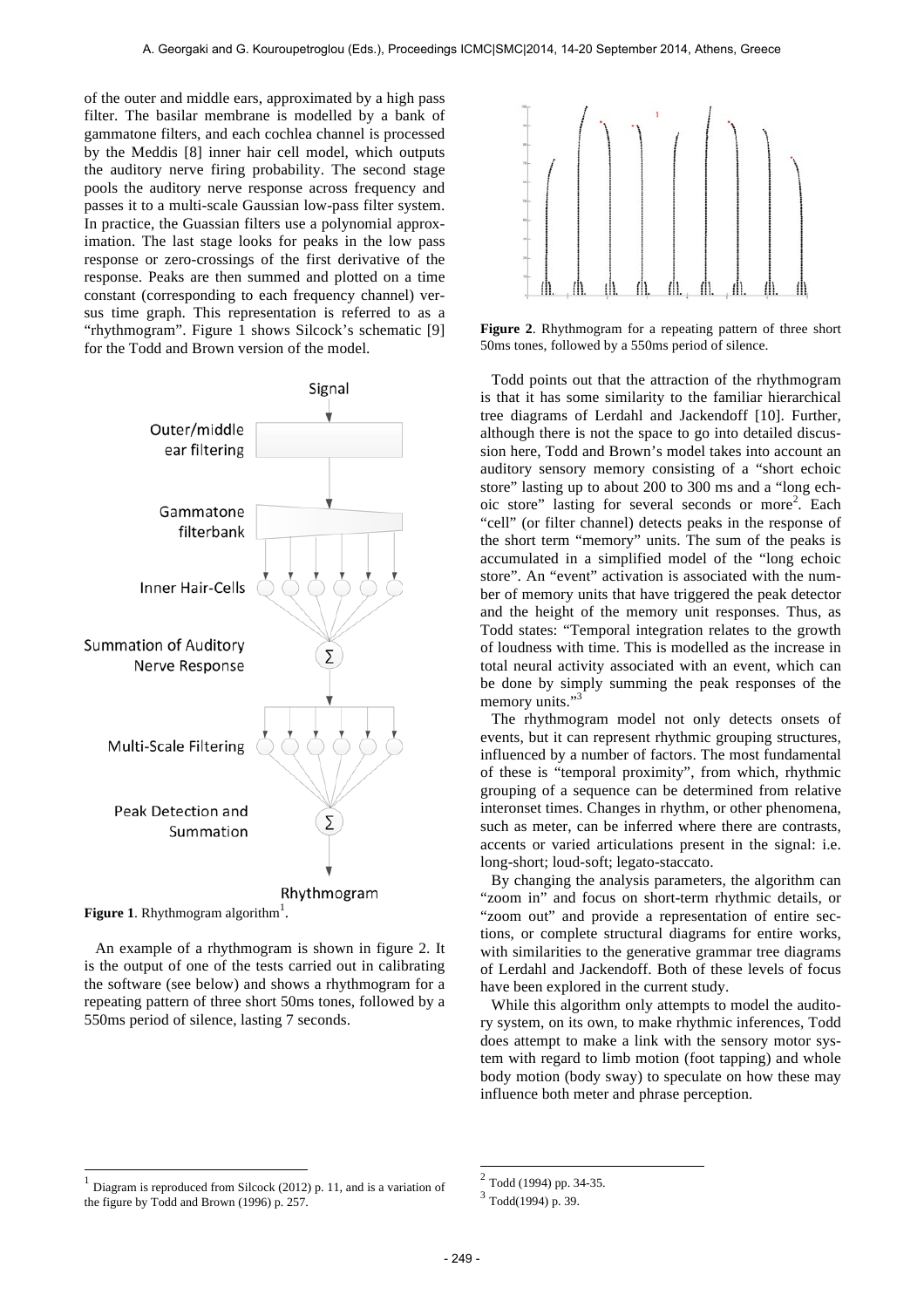of the outer and middle ears, approximated by a high pass filter. The basilar membrane is modelled by a bank of gammatone filters, and each cochlea channel is processed by the Meddis [8] inner hair cell model, which outputs the auditory nerve firing probability. The second stage pools the auditory nerve response across frequency and passes it to a multi-scale Gaussian low-pass filter system. In practice, the Guassian filters use a polynomial approximation. The last stage looks for peaks in the low pass response or zero-crossings of the first derivative of the response. Peaks are then summed and plotted on a time constant (corresponding to each frequency channel) versus time graph. This representation is referred to as a "rhythmogram". Figure 1 shows Silcock's schematic [9] for the Todd and Brown version of the model.

**Figure 1**. Rhythmogram algorithm[1].

An example of a rhythmogram is shown in figure 2. It is the output of one of the tests carried out in calibrating the software (see below) and shows a rhythmogram for a repeating pattern of three short 50ms tones, followed by a 550ms period of silence, lasting 7 seconds.

**Figure 2**. Rhythmogram for a repeating pattern of three short 50ms tones, followed by a 550ms period of silence.

Todd points out that the attraction of the rhythmogram is that it has some similarity to the familiar hierarchical tree diagrams of Lerdahl and Jackendoff [10]. Further, although there is not the space to go into detailed discussion here, Todd and Brown's model takes into account an auditory sensory memory consisting of a "short echoic store" lasting up to about 200 to 300 ms and a "long echoic store" lasting for several seconds or more[2]. Each "cell" (or filter channel) detects peaks in the response of the short term "memory" units. The sum of the peaks is accumulated in a simplified model of the "long echoic store". An "event" activation is associated with the number of memory units that have triggered the peak detector and the height of the memory unit responses. Thus, as Todd states: "Temporal integration relates to the growth of loudness with time. This is modelled as the increase in total neural activity associated with an event, which can be done by simply summing the peak responses of the memory units."[3]

The rhythmogram model not only detects onsets of events, but it can represent rhythmic grouping structures, influenced by a number of factors. The most fundamental of these is "temporal proximity", from which, rhythmic grouping of a sequence can be determined from relative interonset times. Changes in rhythm, or other phenomena, such as meter, can be inferred where there are contrasts, accents or varied articulations present in the signal: i.e. long-short; loud-soft; legato-staccato.

By changing the analysis parameters, the algorithm can "zoom in" and focus on short-term rhythmic details, or "zoom out" and provide a representation of entire sections, or complete structural diagrams for entire works, with similarities to the generative grammar tree diagrams of Lerdahl and Jackendoff. Both of these levels of focus have been explored in the current study.

While this algorithm only attempts to model the auditory system, on its own, to make rhythmic inferences, Todd does attempt to make a link with the sensory motor system with regard to limb motion (foot tapping) and whole body motion (body sway) to speculate on how these may influence both meter and phrase perception.

---

[1] Diagram is reproduced from Silcock (2012) p. 11, and is a variation of the figure by Todd and Brown (1996) p. 257.

[2] Todd (1994) pp. 34-35.

[3] Todd(1994) p. 39.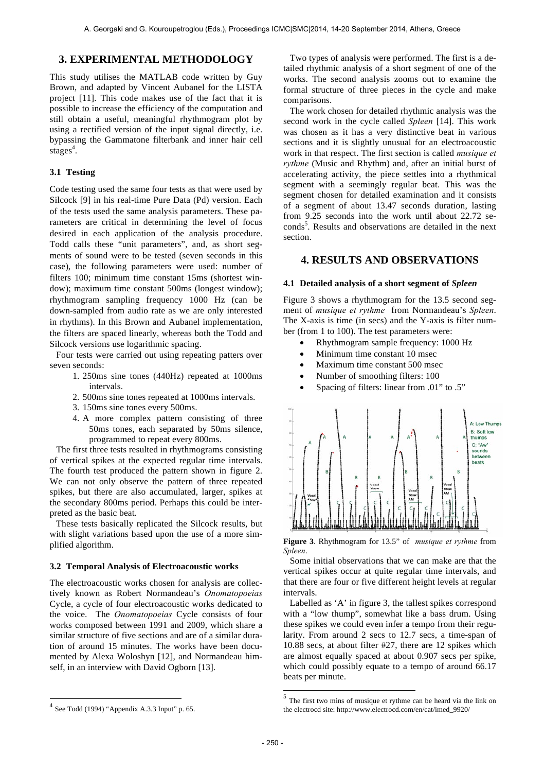## 3. EXPERIMENTAL METHODOLOGY

This study utilises the MATLAB code written by Guy Brown, and adapted by Vincent Aubanel for the LISTA project [11]. This code makes use of the fact that it is possible to increase the efficiency of the computation and still obtain a useful, meaningful rhythmogram plot by using a rectified version of the input signal directly, i.e. bypassing the Gammatone filterbank and inner hair cell stages[4].

### 3.1 Testing

Code testing used the same four tests as that were used by Silcock [9] in his real-time Pure Data (Pd) version. Each of the tests used the same analysis parameters. These parameters are critical in determining the level of focus desired in each application of the analysis procedure. Todd calls these "unit parameters", and, as short segments of sound were to be tested (seven seconds in this case), the following parameters were used: number of filters 100; minimum time constant 15ms (shortest window); maximum time constant 500ms (longest window); rhythmogram sampling frequency 1000 Hz (can be down-sampled from audio rate as we are only interested in rhythms). In this Brown and Aubanel implementation, the filters are spaced linearly, whereas both the Todd and Silcock versions use logarithmic spacing.

Four tests were carried out using repeating patters over seven seconds:

1. 250ms sine tones (440Hz) repeated at 1000ms intervals.
2. 500ms sine tones repeated at 1000ms intervals.
3. 150ms sine tones every 500ms.
4. A more complex pattern consisting of three 50ms tones, each separated by 50ms silence, programmed to repeat every 800ms.

The first three tests resulted in rhythmograms consisting of vertical spikes at the expected regular time intervals. The fourth test produced the pattern shown in figure 2. We can not only observe the pattern of three repeated spikes, but there are also accumulated, larger, spikes at the secondary 800ms period. Perhaps this could be interpreted as the basic beat.

These tests basically replicated the Silcock results, but with slight variations based upon the use of a more simplified algorithm.

### 3.2 Temporal Analysis of Electroacoustic works

The electroacoustic works chosen for analysis are collectively known as Robert Normandeau's *Onomatopoeias* Cycle, a cycle of four electroacoustic works dedicated to the voice. The *Onomatopoeias* Cycle consists of four works composed between 1991 and 2009, which share a similar structure of five sections and are of a similar duration of around 15 minutes. The works have been documented by Alexa Woloshyn [12], and Normandeau himself, in an interview with David Ogborn [13].

Two types of analysis were performed. The first is a detailed rhythmic analysis of a short segment of one of the works. The second analysis zooms out to examine the formal structure of three pieces in the cycle and make comparisons.

The work chosen for detailed rhythmic analysis was the second work in the cycle called *Spleen* [14]. This work was chosen as it has a very distinctive beat in various sections and it is slightly unusual for an electroacoustic work in that respect. The first section is called *musique et rythme* (Music and Rhythm) and, after an initial burst of accelerating activity, the piece settles into a rhythmical segment with a seemingly regular beat. This was the segment chosen for detailed examination and it consists of a segment of about 13.47 seconds duration, lasting from 9.25 seconds into the work until about 22.72 seconds[5]. Results and observations are detailed in the next section.

## 4. RESULTS AND OBSERVATIONS

### 4.1 Detailed analysis of a short segment of *Spleen*

Figure 3 shows a rhythmogram for the 13.5 second segment of *musique et rythme* from Normandeau's *Spleen*. The X-axis is time (in secs) and the Y-axis is filter number (from 1 to 100). The test parameters were:

- Rhythmogram sample frequency: 1000 Hz
- Minimum time constant 10 msec
- Maximum time constant 500 msec
- Number of smoothing filters: 100
- Spacing of filters: linear from .01" to .5"

**Figure 3**. Rhythmogram for 13.5" of *musique et rythme* from *Spleen*.

Some initial observations that we can make are that the vertical spikes occur at quite regular time intervals, and that there are four or five different height levels at regular intervals.

Labelled as 'A' in figure 3, the tallest spikes correspond with a "low thump", somewhat like a bass drum. Using these spikes we could even infer a tempo from their regularity. From around 2 secs to 12.7 secs, a time-span of 10.88 secs, at about filter #27, there are 12 spikes which are almost equally spaced at about 0.907 secs per spike, which could possibly equate to a tempo of around 66.17 beats per minute.

---

[4] See Todd (1994) "Appendix A.3.3 Input" p. 65.

[5] The first two mins of musique et rythme can be heard via the link on the electrocd site: http://www.electrocd.com/en/cat/imed_9920/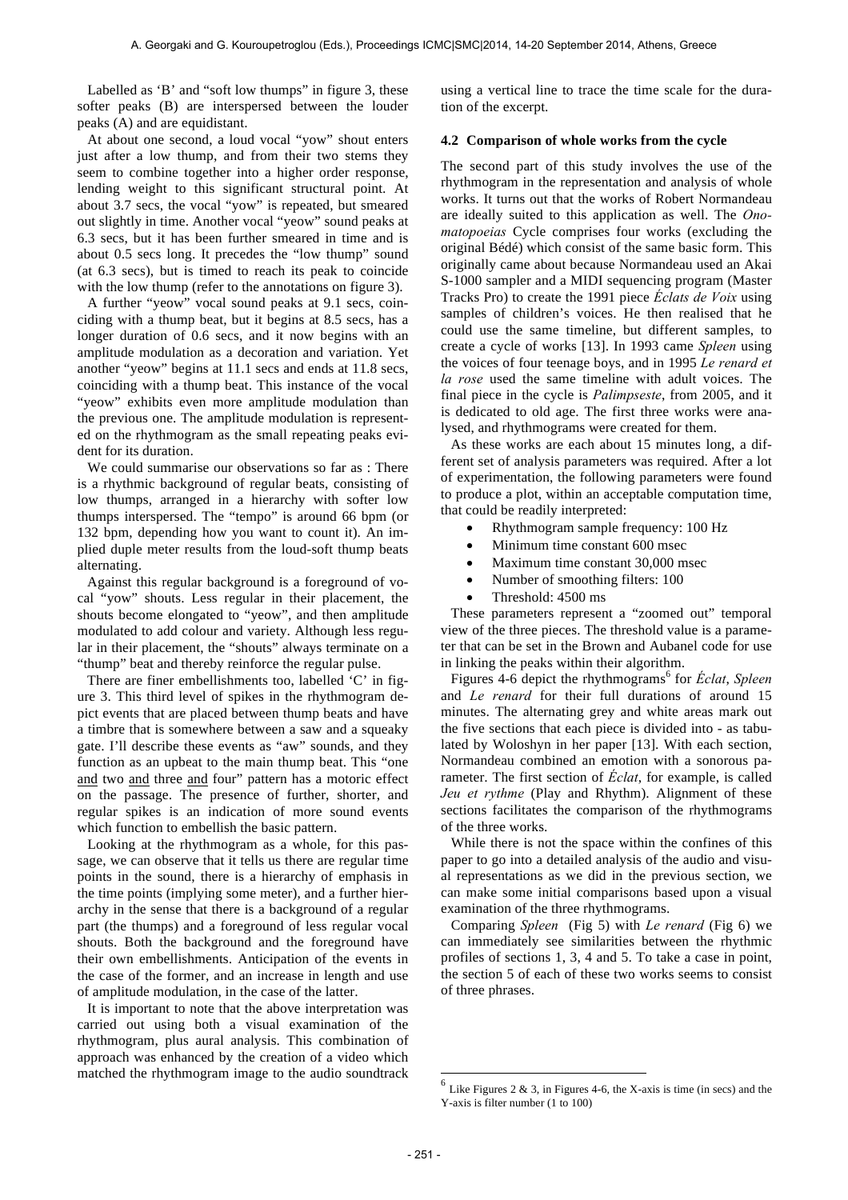Labelled as 'B' and "soft low thumps" in figure 3, these softer peaks (B) are interspersed between the louder peaks (A) and are equidistant.

At about one second, a loud vocal "yow" shout enters just after a low thump, and from their two stems they seem to combine together into a higher order response, lending weight to this significant structural point. At about 3.7 secs, the vocal "yow" is repeated, but smeared out slightly in time. Another vocal "yeow" sound peaks at 6.3 secs, but it has been further smeared in time and is about 0.5 secs long. It precedes the "low thump" sound (at 6.3 secs), but is timed to reach its peak to coincide with the low thump (refer to the annotations on figure 3).

A further "yeow" vocal sound peaks at 9.1 secs, coinciding with a thump beat, but it begins at 8.5 secs, has a longer duration of 0.6 secs, and it now begins with an amplitude modulation as a decoration and variation. Yet another "yeow" begins at 11.1 secs and ends at 11.8 secs, coinciding with a thump beat. This instance of the vocal "yeow" exhibits even more amplitude modulation than the previous one. The amplitude modulation is represented on the rhythmogram as the small repeating peaks evident for its duration.

We could summarise our observations so far as : There is a rhythmic background of regular beats, consisting of low thumps, arranged in a hierarchy with softer low thumps interspersed. The "tempo" is around 66 bpm (or 132 bpm, depending how you want to count it). An implied duple meter results from the loud-soft thump beats alternating.

Against this regular background is a foreground of vocal "yow" shouts. Less regular in their placement, the shouts become elongated to "yeow", and then amplitude modulated to add colour and variety. Although less regular in their placement, the "shouts" always terminate on a "thump" beat and thereby reinforce the regular pulse.

There are finer embellishments too, labelled 'C' in figure 3. This third level of spikes in the rhythmogram depict events that are placed between thump beats and have a timbre that is somewhere between a saw and a squeaky gate. I'll describe these events as "aw" sounds, and they function as an upbeat to the main thump beat. This "one and two and three and four" pattern has a motoric effect on the passage. The presence of further, shorter, and regular spikes is an indication of more sound events which function to embellish the basic pattern.

Looking at the rhythmogram as a whole, for this passage, we can observe that it tells us there are regular time points in the sound, there is a hierarchy of emphasis in the time points (implying some meter), and a further hierarchy in the sense that there is a background of a regular part (the thumps) and a foreground of less regular vocal shouts. Both the background and the foreground have their own embellishments. Anticipation of the events in the case of the former, and an increase in length and use of amplitude modulation, in the case of the latter.

It is important to note that the above interpretation was carried out using both a visual examination of the rhythmogram, plus aural analysis. This combination of approach was enhanced by the creation of a video which matched the rhythmogram image to the audio soundtrack using a vertical line to trace the time scale for the duration of the excerpt.

### 4.2 Comparison of whole works from the cycle

The second part of this study involves the use of the rhythmogram in the representation and analysis of whole works. It turns out that the works of Robert Normandeau are ideally suited to this application as well. The *Onomatopoeias* Cycle comprises four works (excluding the original Bédé) which consist of the same basic form. This originally came about because Normandeau used an Akai S-1000 sampler and a MIDI sequencing program (Master Tracks Pro) to create the 1991 piece *Éclats de Voix* using samples of children's voices. He then realised that he could use the same timeline, but different samples, to create a cycle of works [13]. In 1993 came *Spleen* using the voices of four teenage boys, and in 1995 *Le renard et la rose* used the same timeline with adult voices. The final piece in the cycle is *Palimpseste*, from 2005, and it is dedicated to old age. The first three works were analysed, and rhythmograms were created for them.

As these works are each about 15 minutes long, a different set of analysis parameters was required. After a lot of experimentation, the following parameters were found to produce a plot, within an acceptable computation time, that could be readily interpreted:

- Rhythmogram sample frequency: 100 Hz
- Minimum time constant 600 msec
- Maximum time constant 30,000 msec
- Number of smoothing filters: 100
- Threshold: 4500 ms

These parameters represent a "zoomed out" temporal view of the three pieces. The threshold value is a parameter that can be set in the Brown and Aubanel code for use in linking the peaks within their algorithm.

Figures 4-6 depict the rhythmograms[6] for *Éclat*, *Spleen* and *Le renard* for their full durations of around 15 minutes. The alternating grey and white areas mark out the five sections that each piece is divided into - as tabulated by Woloshyn in her paper [13]. With each section, Normandeau combined an emotion with a sonorous parameter. The first section of *Éclat*, for example, is called *Jeu et rythme* (Play and Rhythm). Alignment of these sections facilitates the comparison of the rhythmograms of the three works.

While there is not the space within the confines of this paper to go into a detailed analysis of the audio and visual representations as we did in the previous section, we can make some initial comparisons based upon a visual examination of the three rhythmograms.

Comparing *Spleen* (Fig 5) with *Le renard* (Fig 6) we can immediately see similarities between the rhythmic profiles of sections 1, 3, 4 and 5. To take a case in point, the section 5 of each of these two works seems to consist of three phrases.

[6] Like Figures 2 & 3, in Figures 4-6, the X-axis is time (in secs) and the Y-axis is filter number (1 to 100)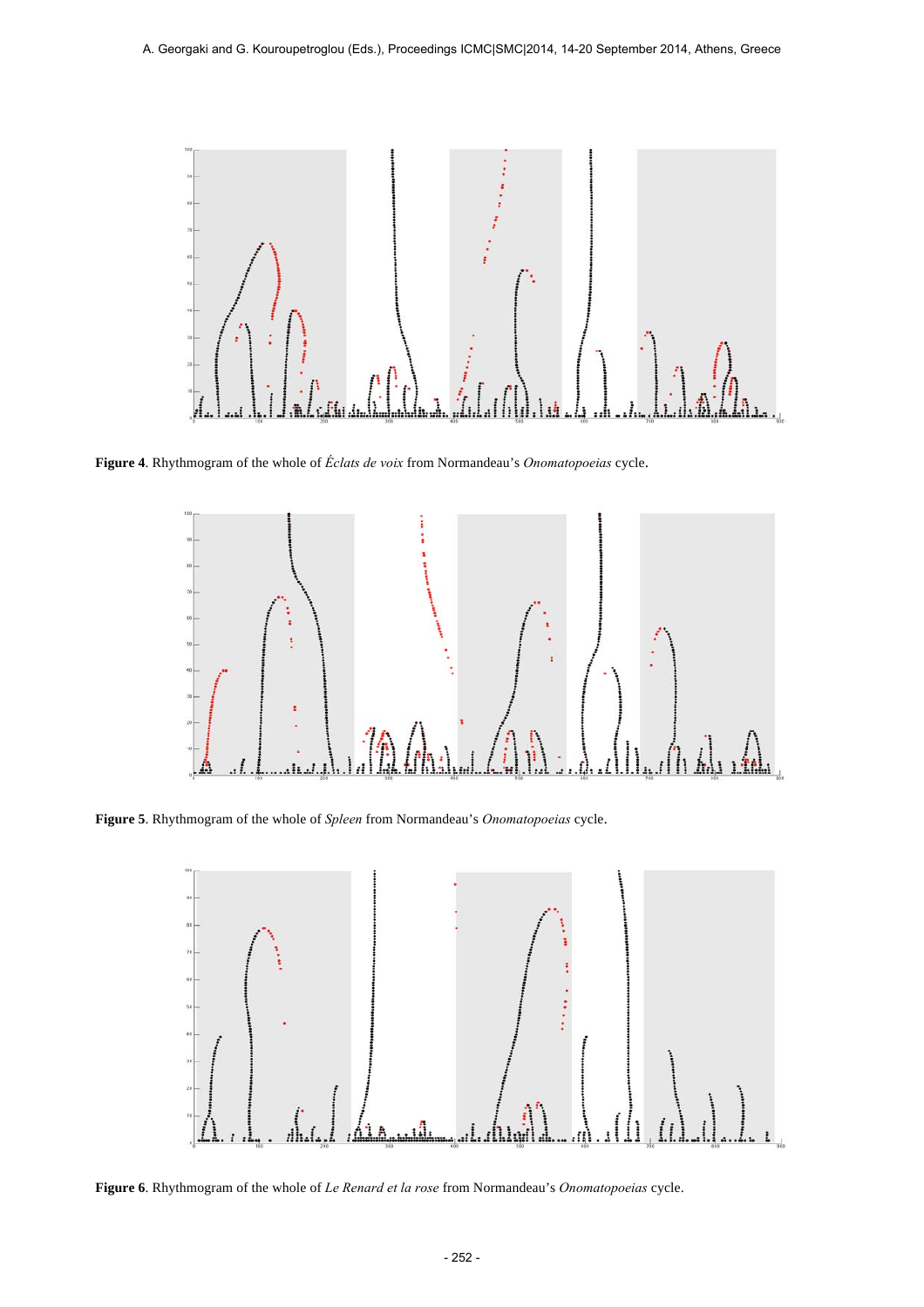**Figure 4**. Rhythmogram of the whole of *Éclats de voix* from Normandeau's *Onomatopoeias* cycle.

**Figure 5**. Rhythmogram of the whole of *Spleen* from Normandeau's *Onomatopoeias* cycle.

**Figure 6**. Rhythmogram of the whole of *Le Renard et la rose* from Normandeau's *Onomatopoeias* cycle.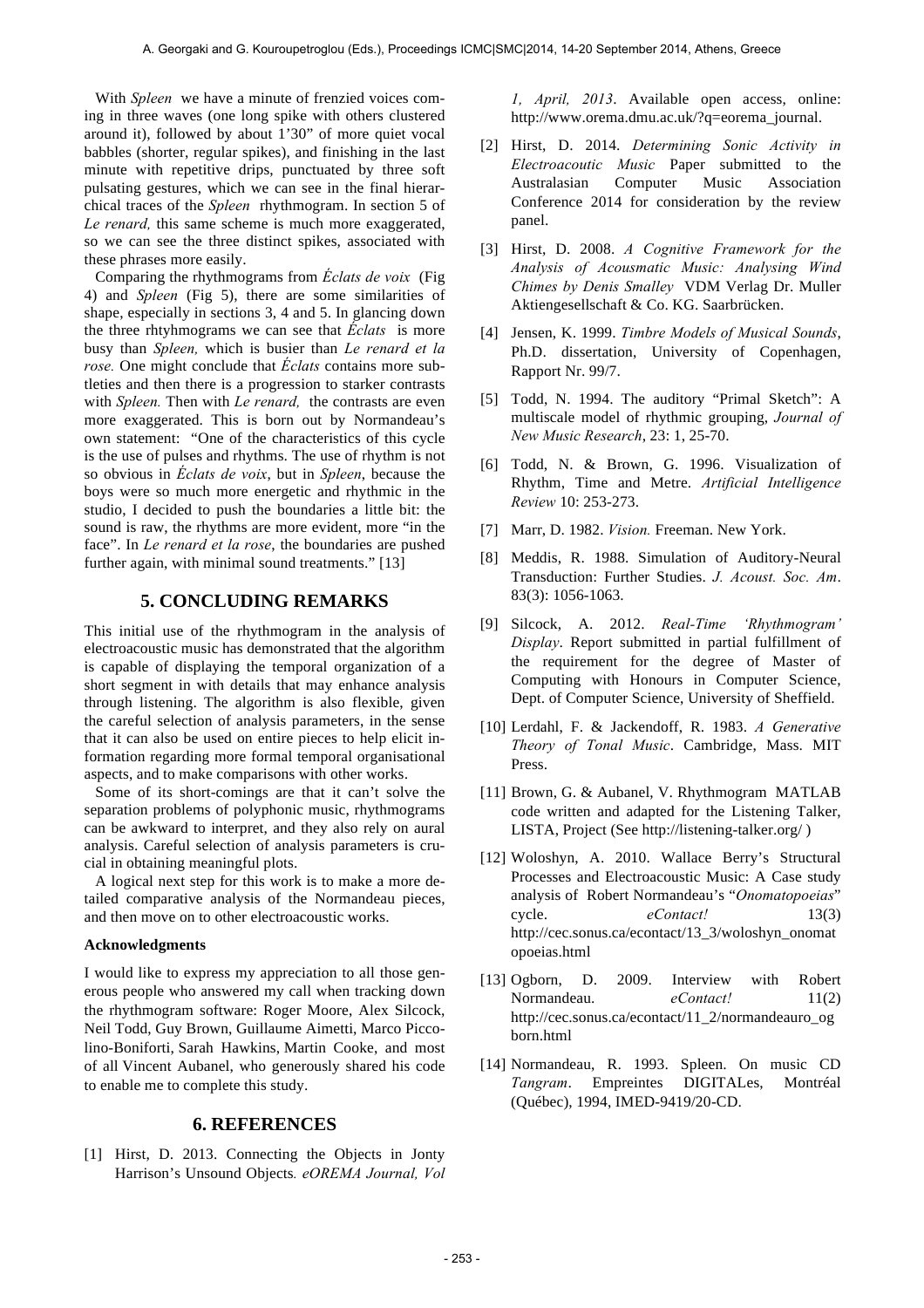With *Spleen* we have a minute of frenzied voices coming in three waves (one long spike with others clustered around it), followed by about 1'30" of more quiet vocal babbles (shorter, regular spikes), and finishing in the last minute with repetitive drips, punctuated by three soft pulsating gestures, which we can see in the final hierarchical traces of the *Spleen* rhythmogram. In section 5 of *Le renard,* this same scheme is much more exaggerated, so we can see the three distinct spikes, associated with these phrases more easily.

Comparing the rhythmograms from *Éclats de voix* (Fig 4) and *Spleen* (Fig 5), there are some similarities of shape, especially in sections 3, 4 and 5. In glancing down the three rhtyhmograms we can see that *Éclats* is more busy than *Spleen,* which is busier than *Le renard et la rose.* One might conclude that *Éclats* contains more subtleties and then there is a progression to starker contrasts with *Spleen.* Then with *Le renard,* the contrasts are even more exaggerated. This is born out by Normandeau's own statement: "One of the characteristics of this cycle is the use of pulses and rhythms. The use of rhythm is not so obvious in *Éclats de voix*, but in *Spleen*, because the boys were so much more energetic and rhythmic in the studio, I decided to push the boundaries a little bit: the sound is raw, the rhythms are more evident, more "in the face". In *Le renard et la rose*, the boundaries are pushed further again, with minimal sound treatments." [13]

## 5. CONCLUDING REMARKS

This initial use of the rhythmogram in the analysis of electroacoustic music has demonstrated that the algorithm is capable of displaying the temporal organization of a short segment in with details that may enhance analysis through listening. The algorithm is also flexible, given the careful selection of analysis parameters, in the sense that it can also be used on entire pieces to help elicit information regarding more formal temporal organisational aspects, and to make comparisons with other works.

Some of its short-comings are that it can't solve the separation problems of polyphonic music, rhythmograms can be awkward to interpret, and they also rely on aural analysis. Careful selection of analysis parameters is crucial in obtaining meaningful plots.

A logical next step for this work is to make a more detailed comparative analysis of the Normandeau pieces, and then move on to other electroacoustic works.

### Acknowledgments

I would like to express my appreciation to all those generous people who answered my call when tracking down the rhythmogram software: Roger Moore, Alex Silcock, Neil Todd, Guy Brown, Guillaume Aimetti, Marco Piccolino-Boniforti, Sarah Hawkins, Martin Cooke, and most of all Vincent Aubanel, who generously shared his code to enable me to complete this study.

## 6. REFERENCES

[1] Hirst, D. 2013. Connecting the Objects in Jonty Harrison's Unsound Objects*. eOREMA Journal, Vol 1, April, 2013*. Available open access, online: http://www.orema.dmu.ac.uk/?q=eorema_journal.

[2] Hirst, D. 2014. *Determining Sonic Activity in Electroacoutic Music* Paper submitted to the Australasian Computer Music Association Conference 2014 for consideration by the review panel.

[3] Hirst, D. 2008. *A Cognitive Framework for the Analysis of Acousmatic Music: Analysing Wind Chimes by Denis Smalley* VDM Verlag Dr. Muller Aktiengesellschaft & Co. KG. Saarbrücken.

[4] Jensen, K. 1999. *Timbre Models of Musical Sounds*, Ph.D. dissertation, University of Copenhagen, Rapport Nr. 99/7.

[5] Todd, N. 1994. The auditory "Primal Sketch": A multiscale model of rhythmic grouping, *Journal of New Music Research*, 23: 1, 25-70.

[6] Todd, N. & Brown, G. 1996. Visualization of Rhythm, Time and Metre. *Artificial Intelligence Review* 10: 253-273.

[7] Marr, D. 1982. *Vision.* Freeman. New York.

[8] Meddis, R. 1988. Simulation of Auditory-Neural Transduction: Further Studies. *J. Acoust. Soc. Am*. 83(3): 1056-1063.

[9] Silcock, A. 2012. *Real-Time 'Rhythmogram' Display*. Report submitted in partial fulfillment of the requirement for the degree of Master of Computing with Honours in Computer Science, Dept. of Computer Science, University of Sheffield.

[10] Lerdahl, F. & Jackendoff, R. 1983. *A Generative Theory of Tonal Music*. Cambridge, Mass. MIT Press.

[11] Brown, G. & Aubanel, V. Rhythmogram MATLAB code written and adapted for the Listening Talker, LISTA, Project (See http://listening-talker.org/ )

[12] Woloshyn, A. 2010. Wallace Berry's Structural Processes and Electroacoustic Music: A Case study analysis of Robert Normandeau's "*Onomatopoeias*" cycle. *eContact!* 13(3) http://cec.sonus.ca/econtact/13_3/woloshyn_onomatopoeias.html

[13] Ogborn, D. 2009. Interview with Robert Normandeau. *eContact!* 11(2) http://cec.sonus.ca/econtact/11_2/normandeauro_ogborn.html

[14] Normandeau, R. 1993. Spleen. On music CD *Tangram*. Empreintes DIGITALes, Montréal (Québec), 1994, IMED-9419/20-CD.